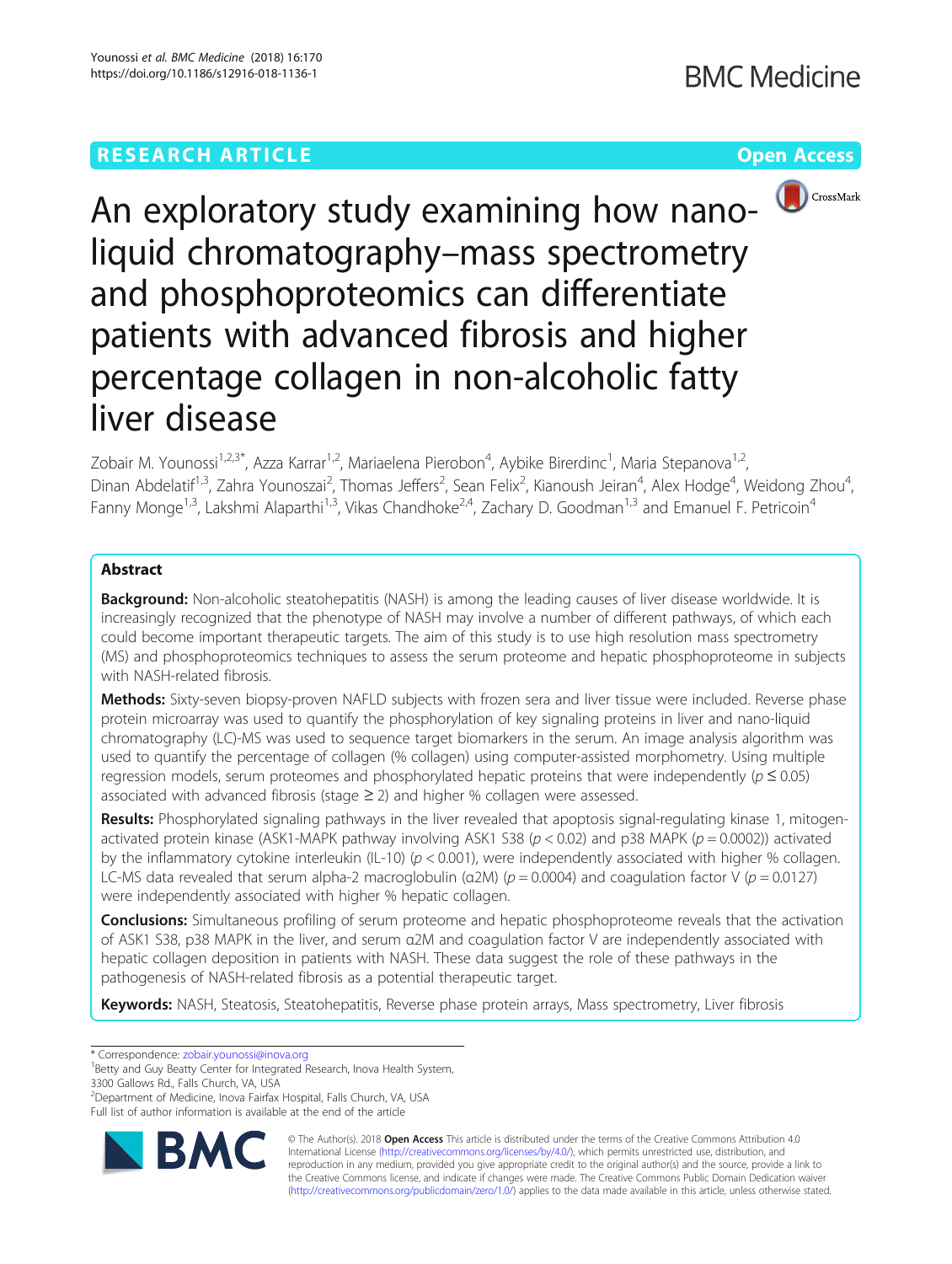RESEARCH ARTICLE

Open Access

# An exploratory study examining how nano-liquid chromatography–mass spectrometry and phosphoproteomics can differentiate patients with advanced fibrosis and higher percentage collagen in non-alcoholic fatty liver disease

Zobair M. Younossi[1,2,3*], Azza Karrar[1,2], Mariaelena Pierobon[4], Aybike Birerdinc[1], Maria Stepanova[1,2], Dinan Abdelatif[1,3], Zahra Younoszai[2], Thomas Jeffers[2], Sean Felix[2], Kianoush Jeiran[4], Alex Hodge[4], Weidong Zhou[4], Fanny Monge[1,3], Lakshmi Alaparthi[1,3], Vikas Chandhoke[2,4], Zachary D. Goodman[1,3] and Emanuel F. Petricoin[4]

## Abstract

**Background:** Non-alcoholic steatohepatitis (NASH) is among the leading causes of liver disease worldwide. It is increasingly recognized that the phenotype of NASH may involve a number of different pathways, of which each could become important therapeutic targets. The aim of this study is to use high resolution mass spectrometry (MS) and phosphoproteomics techniques to assess the serum proteome and hepatic phosphoproteome in subjects with NASH-related fibrosis.

**Methods:** Sixty-seven biopsy-proven NAFLD subjects with frozen sera and liver tissue were included. Reverse phase protein microarray was used to quantify the phosphorylation of key signaling proteins in liver and nano-liquid chromatography (LC)-MS was used to sequence target biomarkers in the serum. An image analysis algorithm was used to quantify the percentage of collagen (% collagen) using computer-assisted morphometry. Using multiple regression models, serum proteomes and phosphorylated hepatic proteins that were independently ($p \leq 0.05$) associated with advanced fibrosis (stage ≥ 2) and higher % collagen were assessed.

**Results:** Phosphorylated signaling pathways in the liver revealed that apoptosis signal-regulating kinase 1, mitogen-activated protein kinase (ASK1-MAPK pathway involving ASK1 S38 ($p < 0.02$) and p38 MAPK ($p = 0.0002$)) activated by the inflammatory cytokine interleukin (IL-10) ($p < 0.001$), were independently associated with higher % collagen. LC-MS data revealed that serum alpha-2 macroglobulin (α2M) ($p = 0.0004$) and coagulation factor V ($p = 0.0127$) were independently associated with higher % hepatic collagen.

**Conclusions:** Simultaneous profiling of serum proteome and hepatic phosphoproteome reveals that the activation of ASK1 S38, p38 MAPK in the liver, and serum α2M and coagulation factor V are independently associated with hepatic collagen deposition in patients with NASH. These data suggest the role of these pathways in the pathogenesis of NASH-related fibrosis as a potential therapeutic target.

**Keywords:** NASH, Steatosis, Steatohepatitis, Reverse phase protein arrays, Mass spectrometry, Liver fibrosis

\* Correspondence: zobair.younossi@inova.org
[1]Betty and Guy Beatty Center for Integrated Research, Inova Health System, 3300 Gallows Rd., Falls Church, VA, USA
[2]Department of Medicine, Inova Fairfax Hospital, Falls Church, VA, USA
Full list of author information is available at the end of the article

© The Author(s). 2018 **Open Access** This article is distributed under the terms of the Creative Commons Attribution 4.0 International License (http://creativecommons.org/licenses/by/4.0/), which permits unrestricted use, distribution, and reproduction in any medium, provided you give appropriate credit to the original author(s) and the source, provide a link to the Creative Commons license, and indicate if changes were made. The Creative Commons Public Domain Dedication waiver (http://creativecommons.org/publicdomain/zero/1.0/) applies to the data made available in this article, unless otherwise stated.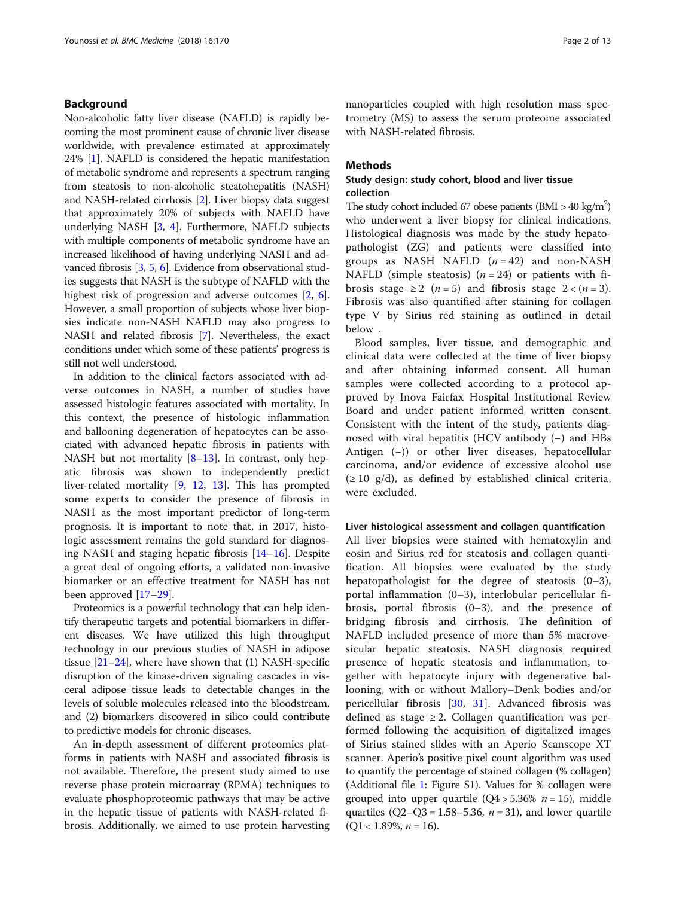## Background

Non-alcoholic fatty liver disease (NAFLD) is rapidly becoming the most prominent cause of chronic liver disease worldwide, with prevalence estimated at approximately 24% [1]. NAFLD is considered the hepatic manifestation of metabolic syndrome and represents a spectrum ranging from steatosis to non-alcoholic steatohepatitis (NASH) and NASH-related cirrhosis [2]. Liver biopsy data suggest that approximately 20% of subjects with NAFLD have underlying NASH [3, 4]. Furthermore, NAFLD subjects with multiple components of metabolic syndrome have an increased likelihood of having underlying NASH and advanced fibrosis [3, 5, 6]. Evidence from observational studies suggests that NASH is the subtype of NAFLD with the highest risk of progression and adverse outcomes [2, 6]. However, a small proportion of subjects whose liver biopsies indicate non-NASH NAFLD may also progress to NASH and related fibrosis [7]. Nevertheless, the exact conditions under which some of these patients' progress is still not well understood.

In addition to the clinical factors associated with adverse outcomes in NASH, a number of studies have assessed histologic features associated with mortality. In this context, the presence of histologic inflammation and ballooning degeneration of hepatocytes can be associated with advanced hepatic fibrosis in patients with NASH but not mortality [8–13]. In contrast, only hepatic fibrosis was shown to independently predict liver-related mortality [9, 12, 13]. This has prompted some experts to consider the presence of fibrosis in NASH as the most important predictor of long-term prognosis. It is important to note that, in 2017, histologic assessment remains the gold standard for diagnosing NASH and staging hepatic fibrosis [14–16]. Despite a great deal of ongoing efforts, a validated non-invasive biomarker or an effective treatment for NASH has not been approved [17–29].

Proteomics is a powerful technology that can help identify therapeutic targets and potential biomarkers in different diseases. We have utilized this high throughput technology in our previous studies of NASH in adipose tissue [21–24], where have shown that (1) NASH-specific disruption of the kinase-driven signaling cascades in visceral adipose tissue leads to detectable changes in the levels of soluble molecules released into the bloodstream, and (2) biomarkers discovered in silico could contribute to predictive models for chronic diseases.

An in-depth assessment of different proteomics platforms in patients with NASH and associated fibrosis is not available. Therefore, the present study aimed to use reverse phase protein microarray (RPMA) techniques to evaluate phosphoproteomic pathways that may be active in the hepatic tissue of patients with NASH-related fibrosis. Additionally, we aimed to use protein harvesting nanoparticles coupled with high resolution mass spectrometry (MS) to assess the serum proteome associated with NASH-related fibrosis.

## Methods

### Study design: study cohort, blood and liver tissue collection

The study cohort included 67 obese patients (BMI > 40 kg/m$^2$) who underwent a liver biopsy for clinical indications. Histological diagnosis was made by the study hepatopathologist (ZG) and patients were classified into groups as NASH NAFLD ($n = 42$) and non-NASH NAFLD (simple steatosis) ($n = 24$) or patients with fibrosis stage $\geq 2$ ($n = 5$) and fibrosis stage $2 <$ ($n = 3$). Fibrosis was also quantified after staining for collagen type V by Sirius red staining as outlined in detail below .

Blood samples, liver tissue, and demographic and clinical data were collected at the time of liver biopsy and after obtaining informed consent. All human samples were collected according to a protocol approved by Inova Fairfax Hospital Institutional Review Board and under patient informed written consent. Consistent with the intent of the study, patients diagnosed with viral hepatitis (HCV antibody (−) and HBs Antigen (−)) or other liver diseases, hepatocellular carcinoma, and/or evidence of excessive alcohol use ($\geq$ 10 g/d), as defined by established clinical criteria, were excluded.

### Liver histological assessment and collagen quantification

All liver biopsies were stained with hematoxylin and eosin and Sirius red for steatosis and collagen quantification. All biopsies were evaluated by the study hepatopathologist for the degree of steatosis (0–3), portal inflammation (0–3), interlobular pericellular fibrosis, portal fibrosis (0–3), and the presence of bridging fibrosis and cirrhosis. The definition of NAFLD included presence of more than 5% macrovesicular hepatic steatosis. NASH diagnosis required presence of hepatic steatosis and inflammation, together with hepatocyte injury with degenerative ballooning, with or without Mallory–Denk bodies and/or pericellular fibrosis [30, 31]. Advanced fibrosis was defined as stage $\geq 2$. Collagen quantification was performed following the acquisition of digitalized images of Sirius stained slides with an Aperio Scanscope XT scanner. Aperio's positive pixel count algorithm was used to quantify the percentage of stained collagen (% collagen) (Additional file 1: Figure S1). Values for % collagen were grouped into upper quartile (Q4 > 5.36% $n = 15$), middle quartiles (Q2–Q3 = 1.58–5.36, $n = 31$), and lower quartile (Q1 < 1.89%, $n = 16$).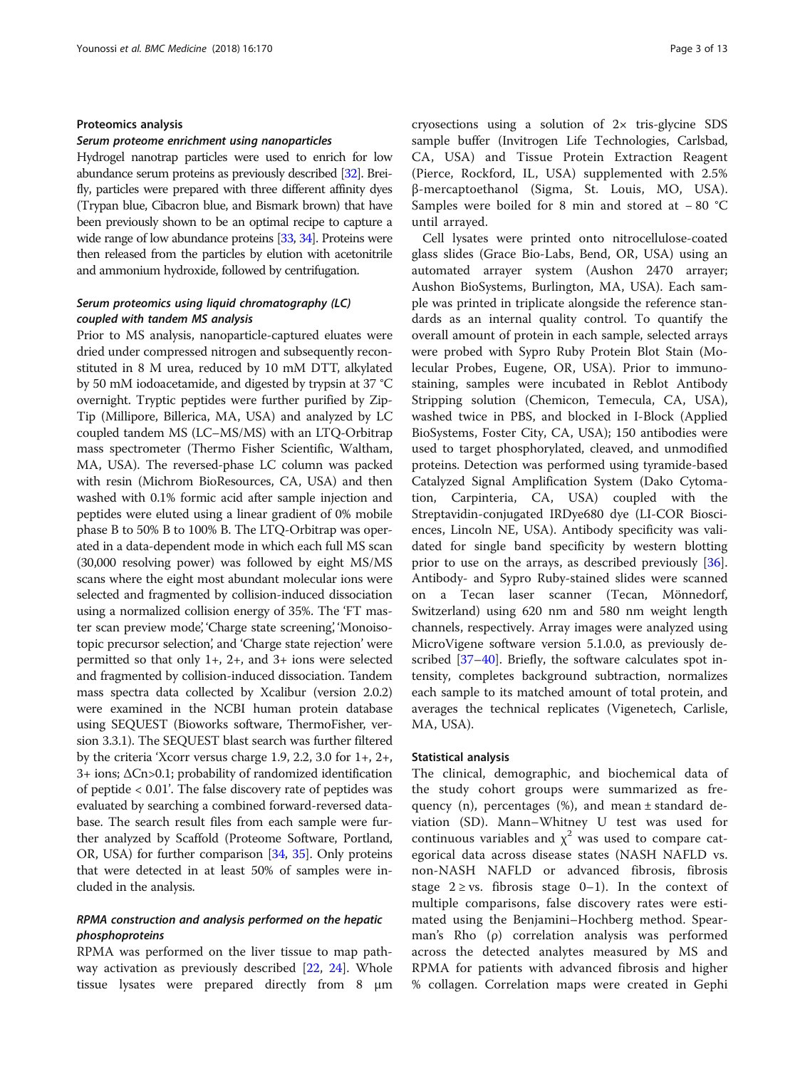### Proteomics analysis

#### *Serum proteome enrichment using nanoparticles*

Hydrogel nanotrap particles were used to enrich for low abundance serum proteins as previously described [32]. Briefly, particles were prepared with three different affinity dyes (Trypan blue, Cibacron blue, and Bismark brown) that have been previously shown to be an optimal recipe to capture a wide range of low abundance proteins [33, 34]. Proteins were then released from the particles by elution with acetonitrile and ammonium hydroxide, followed by centrifugation.

#### *Serum proteomics using liquid chromatography (LC) coupled with tandem MS analysis*

Prior to MS analysis, nanoparticle-captured eluates were dried under compressed nitrogen and subsequently reconstituted in 8 M urea, reduced by 10 mM DTT, alkylated by 50 mM iodoacetamide, and digested by trypsin at 37 °C overnight. Tryptic peptides were further purified by Zip-Tip (Millipore, Billerica, MA, USA) and analyzed by LC coupled tandem MS (LC–MS/MS) with an LTQ-Orbitrap mass spectrometer (Thermo Fisher Scientific, Waltham, MA, USA). The reversed-phase LC column was packed with resin (Michrom BioResources, CA, USA) and then washed with 0.1% formic acid after sample injection and peptides were eluted using a linear gradient of 0% mobile phase B to 50% B to 100% B. The LTQ-Orbitrap was operated in a data-dependent mode in which each full MS scan (30,000 resolving power) was followed by eight MS/MS scans where the eight most abundant molecular ions were selected and fragmented by collision-induced dissociation using a normalized collision energy of 35%. The 'FT master scan preview mode', 'Charge state screening', 'Monoisotopic precursor selection', and 'Charge state rejection' were permitted so that only 1+, 2+, and 3+ ions were selected and fragmented by collision-induced dissociation. Tandem mass spectra data collected by Xcalibur (version 2.0.2) were examined in the NCBI human protein database using SEQUEST (Bioworks software, ThermoFisher, version 3.3.1). The SEQUEST blast search was further filtered by the criteria 'Xcorr versus charge 1.9, 2.2, 3.0 for 1+, 2+, 3+ ions; ΔCn>0.1; probability of randomized identification of peptide < 0.01'. The false discovery rate of peptides was evaluated by searching a combined forward-reversed database. The search result files from each sample were further analyzed by Scaffold (Proteome Software, Portland, OR, USA) for further comparison [34, 35]. Only proteins that were detected in at least 50% of samples were included in the analysis.

#### *RPMA construction and analysis performed on the hepatic phosphoproteins*

RPMA was performed on the liver tissue to map pathway activation as previously described [22, 24]. Whole tissue lysates were prepared directly from 8 μm cryosections using a solution of 2× tris-glycine SDS sample buffer (Invitrogen Life Technologies, Carlsbad, CA, USA) and Tissue Protein Extraction Reagent (Pierce, Rockford, IL, USA) supplemented with 2.5% β-mercaptoethanol (Sigma, St. Louis, MO, USA). Samples were boiled for 8 min and stored at − 80 °C until arrayed.

Cell lysates were printed onto nitrocellulose-coated glass slides (Grace Bio-Labs, Bend, OR, USA) using an automated arrayer system (Aushon 2470 arrayer; Aushon BioSystems, Burlington, MA, USA). Each sample was printed in triplicate alongside the reference standards as an internal quality control. To quantify the overall amount of protein in each sample, selected arrays were probed with Sypro Ruby Protein Blot Stain (Molecular Probes, Eugene, OR, USA). Prior to immunostaining, samples were incubated in Reblot Antibody Stripping solution (Chemicon, Temecula, CA, USA), washed twice in PBS, and blocked in I-Block (Applied BioSystems, Foster City, CA, USA); 150 antibodies were used to target phosphorylated, cleaved, and unmodified proteins. Detection was performed using tyramide-based Catalyzed Signal Amplification System (Dako Cytomation, Carpinteria, CA, USA) coupled with the Streptavidin-conjugated IRDye680 dye (LI-COR Biosciences, Lincoln NE, USA). Antibody specificity was validated for single band specificity by western blotting prior to use on the arrays, as described previously [36]. Antibody- and Sypro Ruby-stained slides were scanned on a Tecan laser scanner (Tecan, Mönnedorf, Switzerland) using 620 nm and 580 nm weight length channels, respectively. Array images were analyzed using MicroVigene software version 5.1.0.0, as previously described [37–40]. Briefly, the software calculates spot intensity, completes background subtraction, normalizes each sample to its matched amount of total protein, and averages the technical replicates (Vigenetech, Carlisle, MA, USA).

### Statistical analysis

The clinical, demographic, and biochemical data of the study cohort groups were summarized as frequency (n), percentages (%), and mean ± standard deviation (SD). Mann–Whitney U test was used for continuous variables and $\chi^2$ was used to compare categorical data across disease states (NASH NAFLD vs. non-NASH NAFLD or advanced fibrosis, fibrosis stage 2 ≥ vs. fibrosis stage 0–1). In the context of multiple comparisons, false discovery rates were estimated using the Benjamini–Hochberg method. Spearman's Rho (ρ) correlation analysis was performed across the detected analytes measured by MS and RPMA for patients with advanced fibrosis and higher % collagen. Correlation maps were created in Gephi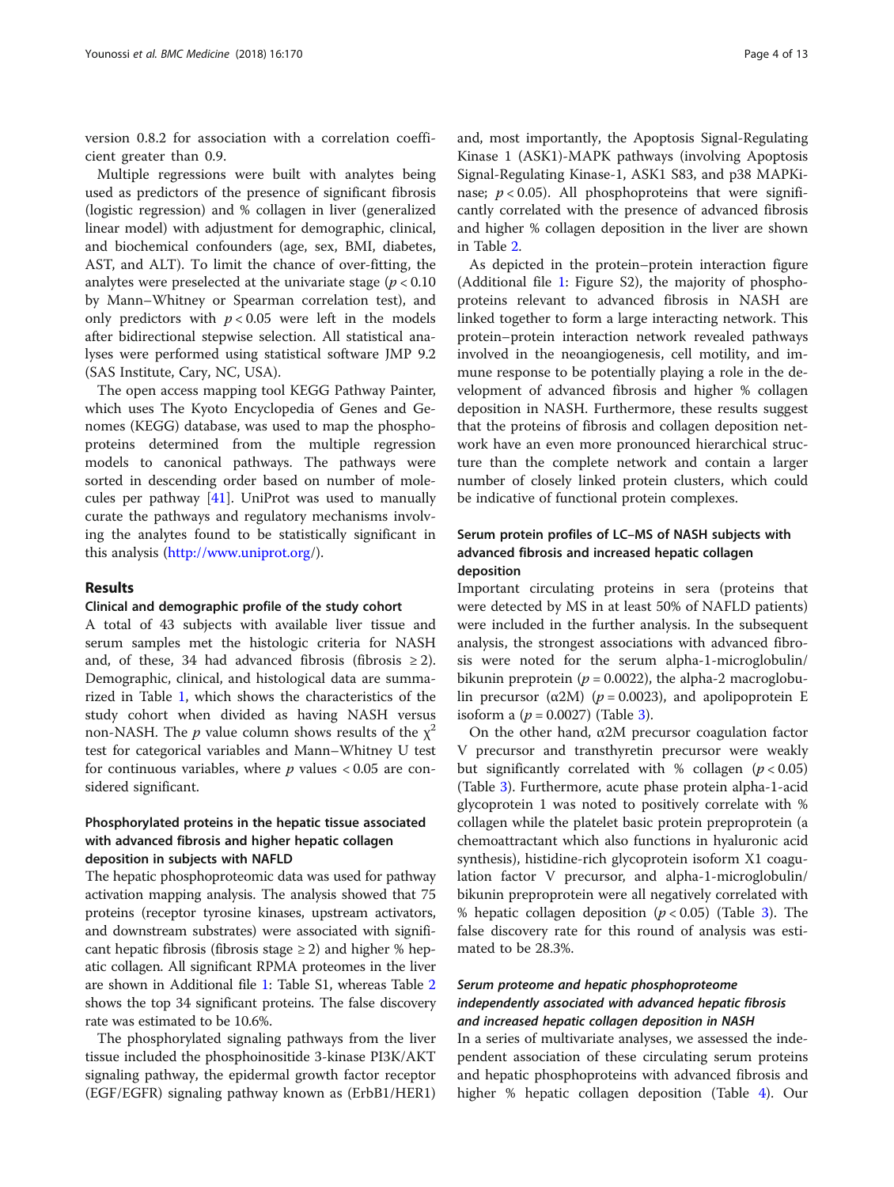version 0.8.2 for association with a correlation coefficient greater than 0.9.

Multiple regressions were built with analytes being used as predictors of the presence of significant fibrosis (logistic regression) and % collagen in liver (generalized linear model) with adjustment for demographic, clinical, and biochemical confounders (age, sex, BMI, diabetes, AST, and ALT). To limit the chance of over-fitting, the analytes were preselected at the univariate stage ($p < 0.10$ by Mann–Whitney or Spearman correlation test), and only predictors with $p < 0.05$ were left in the models after bidirectional stepwise selection. All statistical analyses were performed using statistical software JMP 9.2 (SAS Institute, Cary, NC, USA).

The open access mapping tool KEGG Pathway Painter, which uses The Kyoto Encyclopedia of Genes and Genomes (KEGG) database, was used to map the phosphoproteins determined from the multiple regression models to canonical pathways. The pathways were sorted in descending order based on number of molecules per pathway [41]. UniProt was used to manually curate the pathways and regulatory mechanisms involving the analytes found to be statistically significant in this analysis (http://www.uniprot.org/).

## Results

### Clinical and demographic profile of the study cohort

A total of 43 subjects with available liver tissue and serum samples met the histologic criteria for NASH and, of these, 34 had advanced fibrosis (fibrosis ≥ 2). Demographic, clinical, and histological data are summarized in Table 1, which shows the characteristics of the study cohort when divided as having NASH versus non-NASH. The *p* value column shows results of the $\chi^2$ test for categorical variables and Mann–Whitney U test for continuous variables, where *p* values < 0.05 are considered significant.

### Phosphorylated proteins in the hepatic tissue associated with advanced fibrosis and higher hepatic collagen deposition in subjects with NAFLD

The hepatic phosphoproteomic data was used for pathway activation mapping analysis. The analysis showed that 75 proteins (receptor tyrosine kinases, upstream activators, and downstream substrates) were associated with significant hepatic fibrosis (fibrosis stage ≥ 2) and higher % hepatic collagen. All significant RPMA proteomes in the liver are shown in Additional file 1: Table S1, whereas Table 2 shows the top 34 significant proteins. The false discovery rate was estimated to be 10.6%.

The phosphorylated signaling pathways from the liver tissue included the phosphoinositide 3-kinase PI3K/AKT signaling pathway, the epidermal growth factor receptor (EGF/EGFR) signaling pathway known as (ErbB1/HER1) and, most importantly, the Apoptosis Signal-Regulating Kinase 1 (ASK1)-MAPK pathways (involving Apoptosis Signal-Regulating Kinase-1, ASK1 S83, and p38 MAPKinase; $p < 0.05$). All phosphoproteins that were significantly correlated with the presence of advanced fibrosis and higher % collagen deposition in the liver are shown in Table 2.

As depicted in the protein–protein interaction figure (Additional file 1: Figure S2), the majority of phosphoproteins relevant to advanced fibrosis in NASH are linked together to form a large interacting network. This protein–protein interaction network revealed pathways involved in the neoangiogenesis, cell motility, and immune response to be potentially playing a role in the development of advanced fibrosis and higher % collagen deposition in NASH. Furthermore, these results suggest that the proteins of fibrosis and collagen deposition network have an even more pronounced hierarchical structure than the complete network and contain a larger number of closely linked protein clusters, which could be indicative of functional protein complexes.

### Serum protein profiles of LC–MS of NASH subjects with advanced fibrosis and increased hepatic collagen deposition

Important circulating proteins in sera (proteins that were detected by MS in at least 50% of NAFLD patients) were included in the further analysis. In the subsequent analysis, the strongest associations with advanced fibrosis were noted for the serum alpha-1-microglobulin/bikunin preprotein ($p = 0.0022$), the alpha-2 macroglobulin precursor (α2M) ($p = 0.0023$), and apolipoprotein E isoform a ($p = 0.0027$) (Table 3).

On the other hand, α2M precursor coagulation factor V precursor and transthyretin precursor were weakly but significantly correlated with % collagen ($p < 0.05$) (Table 3). Furthermore, acute phase protein alpha-1-acid glycoprotein 1 was noted to positively correlate with % collagen while the platelet basic protein preproprotein (a chemoattractant which also functions in hyaluronic acid synthesis), histidine-rich glycoprotein isoform X1 coagulation factor V precursor, and alpha-1-microglobulin/bikunin preproprotein were all negatively correlated with % hepatic collagen deposition ($p < 0.05$) (Table 3). The false discovery rate for this round of analysis was estimated to be 28.3%.

### *Serum proteome and hepatic phosphoproteome independently associated with advanced hepatic fibrosis and increased hepatic collagen deposition in NASH*

In a series of multivariate analyses, we assessed the independent association of these circulating serum proteins and hepatic phosphoproteins with advanced fibrosis and higher % hepatic collagen deposition (Table 4). Our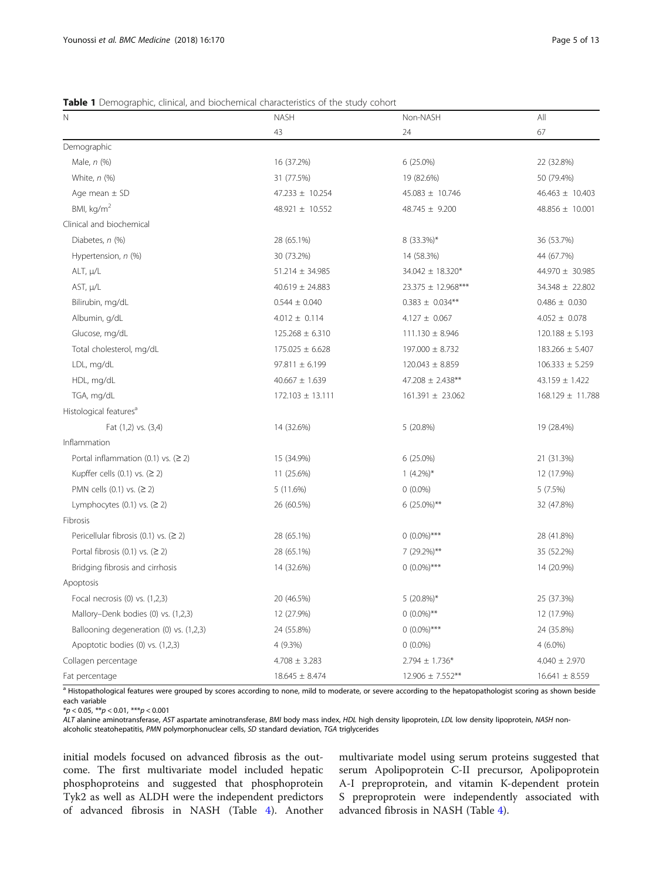**Table 1** Demographic, clinical, and biochemical characteristics of the study cohort

| N | NASH | Non-NASH | All |
|---|---|---|---|
| | 43 | 24 | 67 |
| Demographic | | | |
| Male, *n* (%) | 16 (37.2%) | 6 (25.0%) | 22 (32.8%) |
| White, *n* (%) | 31 (77.5%) | 19 (82.6%) | 50 (79.4%) |
| Age mean ± SD | 47.233 ± 10.254 | 45.083 ± 10.746 | 46.463 ± 10.403 |
| BMI, kg/m$^2$ | 48.921 ± 10.552 | 48.745 ± 9.200 | 48.856 ± 10.001 |
| Clinical and biochemical | | | |
| Diabetes, *n* (%) | 28 (65.1%) | 8 (33.3%)* | 36 (53.7%) |
| Hypertension, *n* (%) | 30 (73.2%) | 14 (58.3%) | 44 (67.7%) |
| ALT, μ/L | 51.214 ± 34.985 | 34.042 ± 18.320* | 44.970 ± 30.985 |
| AST, μ/L | 40.619 ± 24.883 | 23.375 ± 12.968*** | 34.348 ± 22.802 |
| Bilirubin, mg/dL | 0.544 ± 0.040 | 0.383 ± 0.034** | 0.486 ± 0.030 |
| Albumin, g/dL | 4.012 ± 0.114 | 4.127 ± 0.067 | 4.052 ± 0.078 |
| Glucose, mg/dL | 125.268 ± 6.310 | 111.130 ± 8.946 | 120.188 ± 5.193 |
| Total cholesterol, mg/dL | 175.025 ± 6.628 | 197.000 ± 8.732 | 183.266 ± 5.407 |
| LDL, mg/dL | 97.811 ± 6.199 | 120.043 ± 8.859 | 106.333 ± 5.259 |
| HDL, mg/dL | 40.667 ± 1.639 | 47.208 ± 2.438** | 43.159 ± 1.422 |
| TGA, mg/dL | 172.103 ± 13.111 | 161.391 ± 23.062 | 168.129 ± 11.788 |
| Histological features[a] | | | |
| Fat (1,2) vs. (3,4) | 14 (32.6%) | 5 (20.8%) | 19 (28.4%) |
| Inflammation | | | |
| Portal inflammation (0.1) vs. (≥ 2) | 15 (34.9%) | 6 (25.0%) | 21 (31.3%) |
| Kupffer cells (0.1) vs. (≥ 2) | 11 (25.6%) | 1 (4.2%)* | 12 (17.9%) |
| PMN cells (0.1) vs. (≥ 2) | 5 (11.6%) | 0 (0.0%) | 5 (7.5%) |
| Lymphocytes (0.1) vs. (≥ 2) | 26 (60.5%) | 6 (25.0%)** | 32 (47.8%) |
| Fibrosis | | | |
| Pericellular fibrosis (0.1) vs. (≥ 2) | 28 (65.1%) | 0 (0.0%)*** | 28 (41.8%) |
| Portal fibrosis (0.1) vs. (≥ 2) | 28 (65.1%) | 7 (29.2%)** | 35 (52.2%) |
| Bridging fibrosis and cirrhosis | 14 (32.6%) | 0 (0.0%)*** | 14 (20.9%) |
| Apoptosis | | | |
| Focal necrosis (0) vs. (1,2,3) | 20 (46.5%) | 5 (20.8%)* | 25 (37.3%) |
| Mallory–Denk bodies (0) vs. (1,2,3) | 12 (27.9%) | 0 (0.0%)** | 12 (17.9%) |
| Ballooning degeneration (0) vs. (1,2,3) | 24 (55.8%) | 0 (0.0%)*** | 24 (35.8%) |
| Apoptotic bodies (0) vs. (1,2,3) | 4 (9.3%) | 0 (0.0%) | 4 (6.0%) |
| Collagen percentage | 4.708 ± 3.283 | 2.794 ± 1.736* | 4.040 ± 2.970 |
| Fat percentage | 18.645 ± 8.474 | 12.906 ± 7.552** | 16.641 ± 8.559 |

[a] Histopathological features were grouped by scores according to none, mild to moderate, or severe according to the hepatopathologist scoring as shown beside each variable

*$p < 0.05$, **$p < 0.01$, ***$p < 0.001$

*ALT* alanine aminotransferase, *AST* aspartate aminotransferase, *BMI* body mass index, *HDL* high density lipoprotein, *LDL* low density lipoprotein, *NASH* non-alcoholic steatohepatitis, *PMN* polymorphonuclear cells, *SD* standard deviation, *TGA* triglycerides

initial models focused on advanced fibrosis as the outcome. The first multivariate model included hepatic phosphoproteins and suggested that phosphoprotein Tyk2 as well as ALDH were the independent predictors of advanced fibrosis in NASH (Table 4). Another multivariate model using serum proteins suggested that serum Apolipoprotein C-II precursor, Apolipoprotein A-I preproprotein, and vitamin K-dependent protein S preproprotein were independently associated with advanced fibrosis in NASH (Table 4).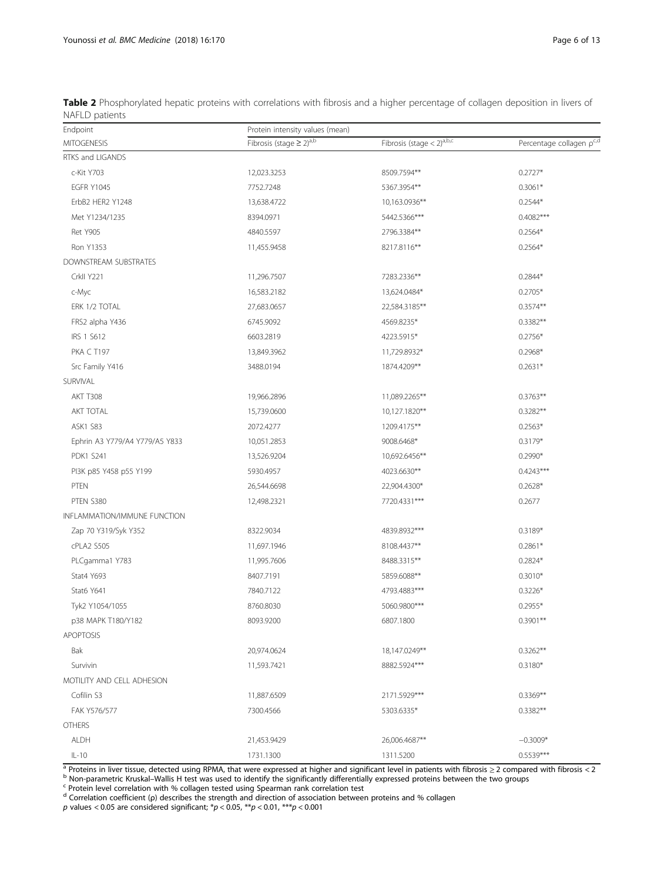**Table 2** Phosphorylated hepatic proteins with correlations with fibrosis and a higher percentage of collagen deposition in livers of NAFLD patients

| Endpoint | Protein intensity values (mean) | | |
|---|---|---|---|
| MITOGENESIS | Fibrosis (stage ≥ 2)[a,b] | Fibrosis (stage < 2)[a,b,c] | Percentage collagen ρ[c,d] |
| RTKS and LIGANDS | | | |
| c-Kit Y703 | 12,023.3253 | 8509.7594** | 0.2727* |
| EGFR Y1045 | 7752.7248 | 5367.3954** | 0.3061* |
| ErbB2 HER2 Y1248 | 13,638.4722 | 10,163.0936** | 0.2544* |
| Met Y1234/1235 | 8394.0971 | 5442.5366*** | 0.4082*** |
| Ret Y905 | 4840.5597 | 2796.3384** | 0.2564* |
| Ron Y1353 | 11,455.9458 | 8217.8116** | 0.2564* |
| DOWNSTREAM SUBSTRATES | | | |
| CrkII Y221 | 11,296.7507 | 7283.2336** | 0.2844* |
| c-Myc | 16,583.2182 | 13,624.0484* | 0.2705* |
| ERK 1/2 TOTAL | 27,683.0657 | 22,584.3185** | 0.3574** |
| FRS2 alpha Y436 | 6745.9092 | 4569.8235* | 0.3382** |
| IRS 1 S612 | 6603.2819 | 4223.5915* | 0.2756* |
| PKA C T197 | 13,849.3962 | 11,729.8932* | 0.2968* |
| Src Family Y416 | 3488.0194 | 1874.4209** | 0.2631* |
| SURVIVAL | | | |
| AKT T308 | 19,966.2896 | 11,089.2265** | 0.3763** |
| AKT TOTAL | 15,739.0600 | 10,127.1820** | 0.3282** |
| ASK1 S83 | 2072.4277 | 1209.4175** | 0.2563* |
| Ephrin A3 Y779/A4 Y779/A5 Y833 | 10,051.2853 | 9008.6468* | 0.3179* |
| PDK1 S241 | 13,526.9204 | 10,692.6456** | 0.2990* |
| PI3K p85 Y458 p55 Y199 | 5930.4957 | 4023.6630** | 0.4243*** |
| PTEN | 26,544.6698 | 22,904.4300* | 0.2628* |
| PTEN S380 | 12,498.2321 | 7720.4331*** | 0.2677 |
| INFLAMMATION/IMMUNE FUNCTION | | | |
| Zap 70 Y319/Syk Y352 | 8322.9034 | 4839.8932*** | 0.3189* |
| cPLA2 S505 | 11,697.1946 | 8108.4437** | 0.2861* |
| PLCgamma1 Y783 | 11,995.7606 | 8488.3315** | 0.2824* |
| Stat4 Y693 | 8407.7191 | 5859.6088** | 0.3010* |
| Stat6 Y641 | 7840.7122 | 4793.4883*** | 0.3226* |
| Tyk2 Y1054/1055 | 8760.8030 | 5060.9800*** | 0.2955* |
| p38 MAPK T180/Y182 | 8093.9200 | 6807.1800 | 0.3901** |
| APOPTOSIS | | | |
| Bak | 20,974.0624 | 18,147.0249** | 0.3262** |
| Survivin | 11,593.7421 | 8882.5924*** | 0.3180* |
| MOTILITY AND CELL ADHESION | | | |
| Cofilin S3 | 11,887.6509 | 2171.5929*** | 0.3369** |
| FAK Y576/577 | 7300.4566 | 5303.6335* | 0.3382** |
| OTHERS | | | |
| ALDH | 21,453.9429 | 26,006.4687** | −0.3009* |
| IL-10 | 1731.1300 | 1311.5200 | 0.5539*** |

[a] Proteins in liver tissue, detected using RPMA, that were expressed at higher and significant level in patients with fibrosis ≥ 2 compared with fibrosis < 2

[b] Non-parametric Kruskal–Wallis H test was used to identify the significantly differentially expressed proteins between the two groups

[c] Protein level correlation with % collagen tested using Spearman rank correlation test

[d] Correlation coefficient (ρ) describes the strength and direction of association between proteins and % collagen

$p$ values < 0.05 are considered significant; *$p < 0.05$, **$p < 0.01$, ***$p < 0.001$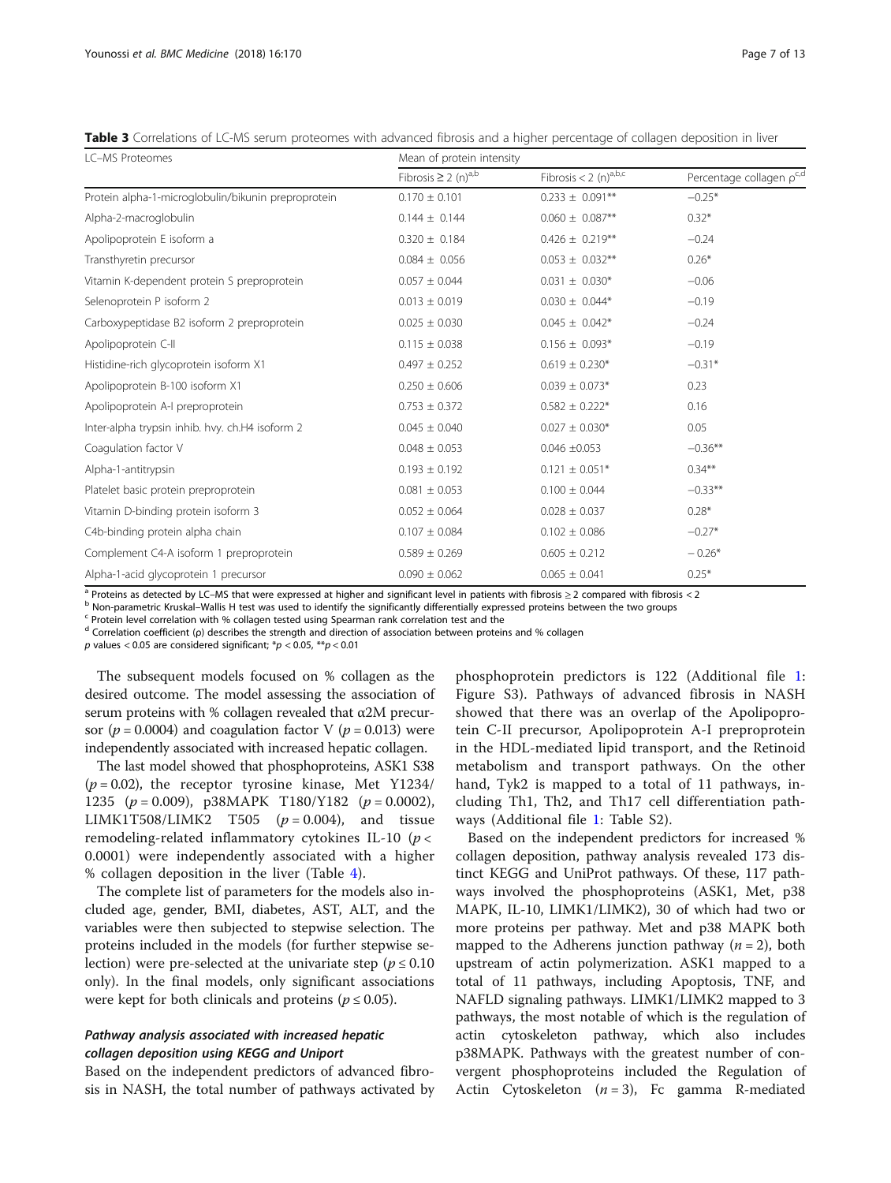**Table 3** Correlations of LC-MS serum proteomes with advanced fibrosis and a higher percentage of collagen deposition in liver

| LC–MS Proteomes | Mean of protein intensity | | |
|---|---|---|---|
| | Fibrosis ≥ 2 (n)[a,b] | Fibrosis < 2 (n)[a,b,c] | Percentage collagen ρ[c,d] |
| Protein alpha-1-microglobulin/bikunin preproprotein | 0.170 ± 0.101 | 0.233 ± 0.091** | −0.25* |
| Alpha-2-macroglobulin | 0.144 ± 0.144 | 0.060 ± 0.087** | 0.32* |
| Apolipoprotein E isoform a | 0.320 ± 0.184 | 0.426 ± 0.219** | −0.24 |
| Transthyretin precursor | 0.084 ± 0.056 | 0.053 ± 0.032** | 0.26* |
| Vitamin K-dependent protein S preproprotein | 0.057 ± 0.044 | 0.031 ± 0.030* | −0.06 |
| Selenoprotein P isoform 2 | 0.013 ± 0.019 | 0.030 ± 0.044* | −0.19 |
| Carboxypeptidase B2 isoform 2 preproprotein | 0.025 ± 0.030 | 0.045 ± 0.042* | −0.24 |
| Apolipoprotein C-II | 0.115 ± 0.038 | 0.156 ± 0.093* | −0.19 |
| Histidine-rich glycoprotein isoform X1 | 0.497 ± 0.252 | 0.619 ± 0.230* | −0.31* |
| Apolipoprotein B-100 isoform X1 | 0.250 ± 0.606 | 0.039 ± 0.073* | 0.23 |
| Apolipoprotein A-I preproprotein | 0.753 ± 0.372 | 0.582 ± 0.222* | 0.16 |
| Inter-alpha trypsin inhib. hvy. ch.H4 isoform 2 | 0.045 ± 0.040 | 0.027 ± 0.030* | 0.05 |
| Coagulation factor V | 0.048 ± 0.053 | 0.046 ±0.053 | −0.36** |
| Alpha-1-antitrypsin | 0.193 ± 0.192 | 0.121 ± 0.051* | 0.34** |
| Platelet basic protein preproprotein | 0.081 ± 0.053 | 0.100 ± 0.044 | −0.33** |
| Vitamin D-binding protein isoform 3 | 0.052 ± 0.064 | 0.028 ± 0.037 | 0.28* |
| C4b-binding protein alpha chain | 0.107 ± 0.084 | 0.102 ± 0.086 | −0.27* |
| Complement C4-A isoform 1 preproprotein | 0.589 ± 0.269 | 0.605 ± 0.212 | − 0.26* |
| Alpha-1-acid glycoprotein 1 precursor | 0.090 ± 0.062 | 0.065 ± 0.041 | 0.25* |

[a] Proteins as detected by LC–MS that were expressed at higher and significant level in patients with fibrosis ≥ 2 compared with fibrosis < 2
[b] Non-parametric Kruskal–Wallis H test was used to identify the significantly differentially expressed proteins between the two groups
[c] Protein level correlation with % collagen tested using Spearman rank correlation test and the
[d] Correlation coefficient (ρ) describes the strength and direction of association between proteins and % collagen
$p$ values < 0.05 are considered significant; *$p < 0.05$, **$p < 0.01$

The subsequent models focused on % collagen as the desired outcome. The model assessing the association of serum proteins with % collagen revealed that α2M precursor ($p = 0.0004$) and coagulation factor V ($p = 0.013$) were independently associated with increased hepatic collagen.

The last model showed that phosphoproteins, ASK1 S38 ($p = 0.02$), the receptor tyrosine kinase, Met Y1234/1235 ($p = 0.009$), p38MAPK T180/Y182 ($p = 0.0002$), LIMK1T508/LIMK2 T505 ($p = 0.004$), and tissue remodeling-related inflammatory cytokines IL-10 ($p < 0.0001$) were independently associated with a higher % collagen deposition in the liver (Table 4).

The complete list of parameters for the models also included age, gender, BMI, diabetes, AST, ALT, and the variables were then subjected to stepwise selection. The proteins included in the models (for further stepwise selection) were pre-selected at the univariate step ($p \leq 0.10$ only). In the final models, only significant associations were kept for both clinicals and proteins ($p \leq 0.05$).

### Pathway analysis associated with increased hepatic collagen deposition using KEGG and Uniport

Based on the independent predictors of advanced fibrosis in NASH, the total number of pathways activated by phosphoprotein predictors is 122 (Additional file 1: Figure S3). Pathways of advanced fibrosis in NASH showed that there was an overlap of the Apolipoprotein C-II precursor, Apolipoprotein A-I preproprotein in the HDL-mediated lipid transport, and the Retinoid metabolism and transport pathways. On the other hand, Tyk2 is mapped to a total of 11 pathways, including Th1, Th2, and Th17 cell differentiation pathways (Additional file 1: Table S2).

Based on the independent predictors for increased % collagen deposition, pathway analysis revealed 173 distinct KEGG and UniProt pathways. Of these, 117 pathways involved the phosphoproteins (ASK1, Met, p38 MAPK, IL-10, LIMK1/LIMK2), 30 of which had two or more proteins per pathway. Met and p38 MAPK both mapped to the Adherens junction pathway ($n = 2$), both upstream of actin polymerization. ASK1 mapped to a total of 11 pathways, including Apoptosis, TNF, and NAFLD signaling pathways. LIMK1/LIMK2 mapped to 3 pathways, the most notable of which is the regulation of actin cytoskeleton pathway, which also includes p38MAPK. Pathways with the greatest number of convergent phosphoproteins included the Regulation of Actin Cytoskeleton ($n = 3$), Fc gamma R-mediated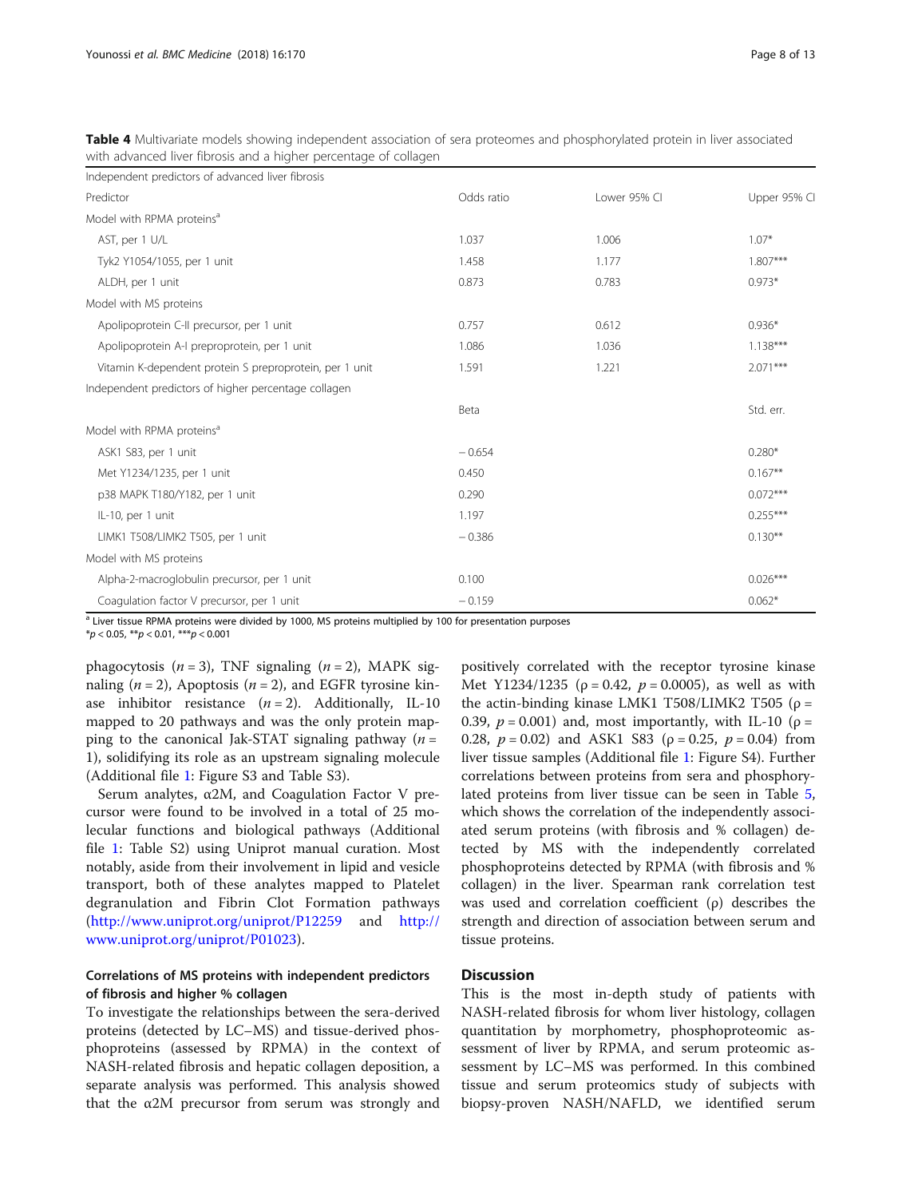**Table 4** Multivariate models showing independent association of sera proteomes and phosphorylated protein in liver associated with advanced liver fibrosis and a higher percentage of collagen

| Independent predictors of advanced liver fibrosis | | | |
|---|---|---|---|
| Predictor | Odds ratio | Lower 95% CI | Upper 95% CI |
| Model with RPMA proteins[a] | | | |
| AST, per 1 U/L | 1.037 | 1.006 | 1.07* |
| Tyk2 Y1054/1055, per 1 unit | 1.458 | 1.177 | 1.807*** |
| ALDH, per 1 unit | 0.873 | 0.783 | 0.973* |
| Model with MS proteins | | | |
| Apolipoprotein C-II precursor, per 1 unit | 0.757 | 0.612 | 0.936* |
| Apolipoprotein A-I preproprotein, per 1 unit | 1.086 | 1.036 | 1.138*** |
| Vitamin K-dependent protein S preproprotein, per 1 unit | 1.591 | 1.221 | 2.071*** |
| Independent predictors of higher percentage collagen | | | |
| | Beta | | Std. err. |
| Model with RPMA proteins[a] | | | |
| ASK1 S83, per 1 unit | −0.654 | | 0.280* |
| Met Y1234/1235, per 1 unit | 0.450 | | 0.167** |
| p38 MAPK T180/Y182, per 1 unit | 0.290 | | 0.072*** |
| IL-10, per 1 unit | 1.197 | | 0.255*** |
| LIMK1 T508/LIMK2 T505, per 1 unit | −0.386 | | 0.130** |
| Model with MS proteins | | | |
| Alpha-2-macroglobulin precursor, per 1 unit | 0.100 | | 0.026*** |
| Coagulation factor V precursor, per 1 unit | −0.159 | | 0.062* |

[a] Liver tissue RPMA proteins were divided by 1000, MS proteins multiplied by 100 for presentation purposes

*$p < 0.05$, **$p < 0.01$, ***$p < 0.001$

phagocytosis ($n = 3$), TNF signaling ($n = 2$), MAPK signaling ($n = 2$), Apoptosis ($n = 2$), and EGFR tyrosine kinase inhibitor resistance ($n = 2$). Additionally, IL-10 mapped to 20 pathways and was the only protein mapping to the canonical Jak-STAT signaling pathway ($n = 1$), solidifying its role as an upstream signaling molecule (Additional file 1: Figure S3 and Table S3).

Serum analytes, α2M, and Coagulation Factor V precursor were found to be involved in a total of 25 molecular functions and biological pathways (Additional file 1: Table S2) using Uniprot manual curation. Most notably, aside from their involvement in lipid and vesicle transport, both of these analytes mapped to Platelet degranulation and Fibrin Clot Formation pathways (http://www.uniprot.org/uniprot/P12259 and http://www.uniprot.org/uniprot/P01023).

### Correlations of MS proteins with independent predictors of fibrosis and higher % collagen

To investigate the relationships between the sera-derived proteins (detected by LC–MS) and tissue-derived phosphoproteins (assessed by RPMA) in the context of NASH-related fibrosis and hepatic collagen deposition, a separate analysis was performed. This analysis showed that the α2M precursor from serum was strongly and positively correlated with the receptor tyrosine kinase Met Y1234/1235 ($\rho = 0.42$, $p = 0.0005$), as well as with the actin-binding kinase LMK1 T508/LIMK2 T505 ($\rho = 0.39$, $p = 0.001$) and, most importantly, with IL-10 ($\rho = 0.28$, $p = 0.02$) and ASK1 S83 ($\rho = 0.25$, $p = 0.04$) from liver tissue samples (Additional file 1: Figure S4). Further correlations between proteins from sera and phosphorylated proteins from liver tissue can be seen in Table 5, which shows the correlation of the independently associated serum proteins (with fibrosis and % collagen) detected by MS with the independently correlated phosphoproteins detected by RPMA (with fibrosis and % collagen) in the liver. Spearman rank correlation test was used and correlation coefficient (ρ) describes the strength and direction of association between serum and tissue proteins.

## Discussion

This is the most in-depth study of patients with NASH-related fibrosis for whom liver histology, collagen quantitation by morphometry, phosphoproteomic assessment of liver by RPMA, and serum proteomic assessment by LC–MS was performed. In this combined tissue and serum proteomics study of subjects with biopsy-proven NASH/NAFLD, we identified serum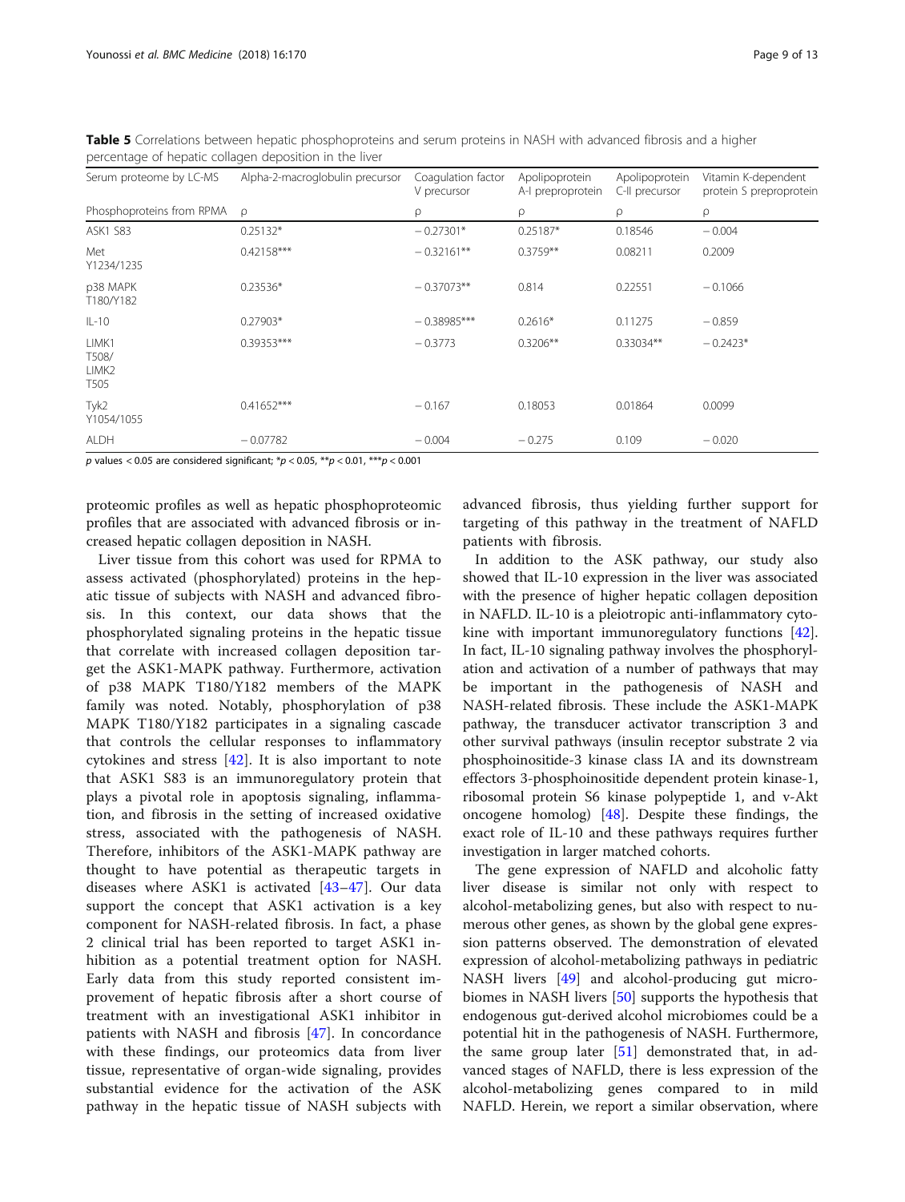**Table 5** Correlations between hepatic phosphoproteins and serum proteins in NASH with advanced fibrosis and a higher percentage of hepatic collagen deposition in the liver

| Serum proteome by LC-MS | Alpha-2-macroglobulin precursor | Coagulation factor V precursor | Apolipoprotein A-I preproprotein | Apolipoprotein C-II precursor | Vitamin K-dependent protein S preproprotein |
|---|---|---|---|---|---|
| Phosphoproteins from RPMA | ρ | ρ | ρ | ρ | ρ |
| ASK1 S83 | 0.25132* | − 0.27301* | 0.25187* | 0.18546 | − 0.004 |
| Met Y1234/1235 | 0.42158*** | − 0.32161** | 0.3759** | 0.08211 | 0.2009 |
| p38 MAPK T180/Y182 | 0.23536* | − 0.37073** | 0.814 | 0.22551 | − 0.1066 |
| IL-10 | 0.27903* | − 0.38985*** | 0.2616* | 0.11275 | − 0.859 |
| LIMK1 T508/ LIMK2 T505 | 0.39353*** | − 0.3773 | 0.3206** | 0.33034** | − 0.2423* |
| Tyk2 Y1054/1055 | 0.41652*** | − 0.167 | 0.18053 | 0.01864 | 0.0099 |
| ALDH | − 0.07782 | − 0.004 | − 0.275 | 0.109 | − 0.020 |

*p* values < 0.05 are considered significant; \*$p < 0.05$, \*\*$p < 0.01$, \*\*\*$p < 0.001$

proteomic profiles as well as hepatic phosphoproteomic profiles that are associated with advanced fibrosis or increased hepatic collagen deposition in NASH.

Liver tissue from this cohort was used for RPMA to assess activated (phosphorylated) proteins in the hepatic tissue of subjects with NASH and advanced fibrosis. In this context, our data shows that the phosphorylated signaling proteins in the hepatic tissue that correlate with increased collagen deposition target the ASK1-MAPK pathway. Furthermore, activation of p38 MAPK T180/Y182 members of the MAPK family was noted. Notably, phosphorylation of p38 MAPK T180/Y182 participates in a signaling cascade that controls the cellular responses to inflammatory cytokines and stress [42]. It is also important to note that ASK1 S83 is an immunoregulatory protein that plays a pivotal role in apoptosis signaling, inflammation, and fibrosis in the setting of increased oxidative stress, associated with the pathogenesis of NASH. Therefore, inhibitors of the ASK1-MAPK pathway are thought to have potential as therapeutic targets in diseases where ASK1 is activated [43–47]. Our data support the concept that ASK1 activation is a key component for NASH-related fibrosis. In fact, a phase 2 clinical trial has been reported to target ASK1 inhibition as a potential treatment option for NASH. Early data from this study reported consistent improvement of hepatic fibrosis after a short course of treatment with an investigational ASK1 inhibitor in patients with NASH and fibrosis [47]. In concordance with these findings, our proteomics data from liver tissue, representative of organ-wide signaling, provides substantial evidence for the activation of the ASK pathway in the hepatic tissue of NASH subjects with advanced fibrosis, thus yielding further support for targeting of this pathway in the treatment of NAFLD patients with fibrosis.

In addition to the ASK pathway, our study also showed that IL-10 expression in the liver was associated with the presence of higher hepatic collagen deposition in NAFLD. IL-10 is a pleiotropic anti-inflammatory cytokine with important immunoregulatory functions [42]. In fact, IL-10 signaling pathway involves the phosphorylation and activation of a number of pathways that may be important in the pathogenesis of NASH and NASH-related fibrosis. These include the ASK1-MAPK pathway, the transducer activator transcription 3 and other survival pathways (insulin receptor substrate 2 via phosphoinositide-3 kinase class IA and its downstream effectors 3-phosphoinositide dependent protein kinase-1, ribosomal protein S6 kinase polypeptide 1, and v-Akt oncogene homolog) [48]. Despite these findings, the exact role of IL-10 and these pathways requires further investigation in larger matched cohorts.

The gene expression of NAFLD and alcoholic fatty liver disease is similar not only with respect to alcohol-metabolizing genes, but also with respect to numerous other genes, as shown by the global gene expression patterns observed. The demonstration of elevated expression of alcohol-metabolizing pathways in pediatric NASH livers [49] and alcohol-producing gut microbiomes in NASH livers [50] supports the hypothesis that endogenous gut-derived alcohol microbiomes could be a potential hit in the pathogenesis of NASH. Furthermore, the same group later [51] demonstrated that, in advanced stages of NAFLD, there is less expression of the alcohol-metabolizing genes compared to in mild NAFLD. Herein, we report a similar observation, where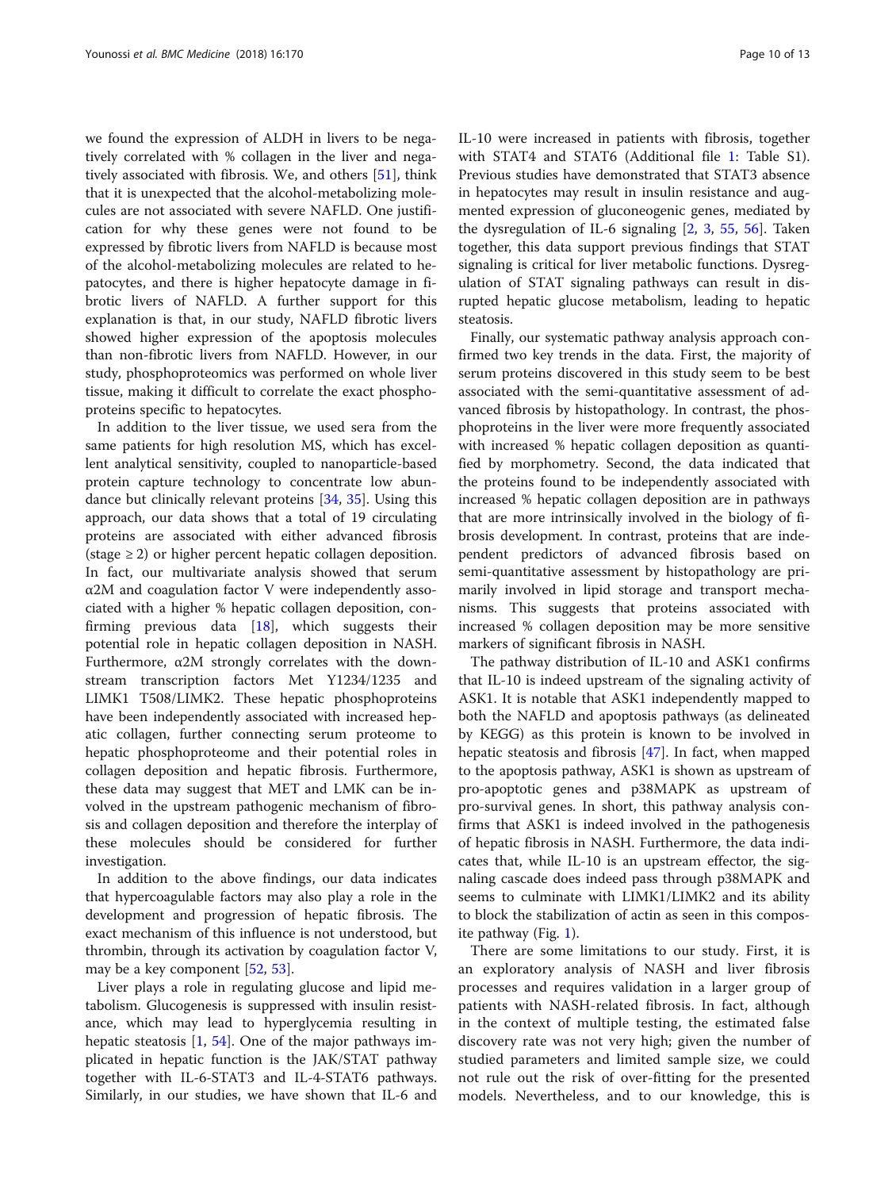we found the expression of ALDH in livers to be negatively correlated with % collagen in the liver and negatively associated with fibrosis. We, and others [51], think that it is unexpected that the alcohol-metabolizing molecules are not associated with severe NAFLD. One justification for why these genes were not found to be expressed by fibrotic livers from NAFLD is because most of the alcohol-metabolizing molecules are related to hepatocytes, and there is higher hepatocyte damage in fibrotic livers of NAFLD. A further support for this explanation is that, in our study, NAFLD fibrotic livers showed higher expression of the apoptosis molecules than non-fibrotic livers from NAFLD. However, in our study, phosphoproteomics was performed on whole liver tissue, making it difficult to correlate the exact phosphoproteins specific to hepatocytes.

In addition to the liver tissue, we used sera from the same patients for high resolution MS, which has excellent analytical sensitivity, coupled to nanoparticle-based protein capture technology to concentrate low abundance but clinically relevant proteins [34, 35]. Using this approach, our data shows that a total of 19 circulating proteins are associated with either advanced fibrosis (stage ≥ 2) or higher percent hepatic collagen deposition. In fact, our multivariate analysis showed that serum α2M and coagulation factor V were independently associated with a higher % hepatic collagen deposition, confirming previous data [18], which suggests their potential role in hepatic collagen deposition in NASH. Furthermore, α2M strongly correlates with the downstream transcription factors Met Y1234/1235 and LIMK1 T508/LIMK2. These hepatic phosphoproteins have been independently associated with increased hepatic collagen, further connecting serum proteome to hepatic phosphoproteome and their potential roles in collagen deposition and hepatic fibrosis. Furthermore, these data may suggest that MET and LMK can be involved in the upstream pathogenic mechanism of fibrosis and collagen deposition and therefore the interplay of these molecules should be considered for further investigation.

In addition to the above findings, our data indicates that hypercoagulable factors may also play a role in the development and progression of hepatic fibrosis. The exact mechanism of this influence is not understood, but thrombin, through its activation by coagulation factor V, may be a key component [52, 53].

Liver plays a role in regulating glucose and lipid metabolism. Glucogenesis is suppressed with insulin resistance, which may lead to hyperglycemia resulting in hepatic steatosis [1, 54]. One of the major pathways implicated in hepatic function is the JAK/STAT pathway together with IL-6-STAT3 and IL-4-STAT6 pathways. Similarly, in our studies, we have shown that IL-6 and IL-10 were increased in patients with fibrosis, together with STAT4 and STAT6 (Additional file 1: Table S1). Previous studies have demonstrated that STAT3 absence in hepatocytes may result in insulin resistance and augmented expression of gluconeogenic genes, mediated by the dysregulation of IL-6 signaling [2, 3, 55, 56]. Taken together, this data support previous findings that STAT signaling is critical for liver metabolic functions. Dysregulation of STAT signaling pathways can result in disrupted hepatic glucose metabolism, leading to hepatic steatosis.

Finally, our systematic pathway analysis approach confirmed two key trends in the data. First, the majority of serum proteins discovered in this study seem to be best associated with the semi-quantitative assessment of advanced fibrosis by histopathology. In contrast, the phosphoproteins in the liver were more frequently associated with increased % hepatic collagen deposition as quantified by morphometry. Second, the data indicated that the proteins found to be independently associated with increased % hepatic collagen deposition are in pathways that are more intrinsically involved in the biology of fibrosis development. In contrast, proteins that are independent predictors of advanced fibrosis based on semi-quantitative assessment by histopathology are primarily involved in lipid storage and transport mechanisms. This suggests that proteins associated with increased % collagen deposition may be more sensitive markers of significant fibrosis in NASH.

The pathway distribution of IL-10 and ASK1 confirms that IL-10 is indeed upstream of the signaling activity of ASK1. It is notable that ASK1 independently mapped to both the NAFLD and apoptosis pathways (as delineated by KEGG) as this protein is known to be involved in hepatic steatosis and fibrosis [47]. In fact, when mapped to the apoptosis pathway, ASK1 is shown as upstream of pro-apoptotic genes and p38MAPK as upstream of pro-survival genes. In short, this pathway analysis confirms that ASK1 is indeed involved in the pathogenesis of hepatic fibrosis in NASH. Furthermore, the data indicates that, while IL-10 is an upstream effector, the signaling cascade does indeed pass through p38MAPK and seems to culminate with LIMK1/LIMK2 and its ability to block the stabilization of actin as seen in this composite pathway (Fig. 1).

There are some limitations to our study. First, it is an exploratory analysis of NASH and liver fibrosis processes and requires validation in a larger group of patients with NASH-related fibrosis. In fact, although in the context of multiple testing, the estimated false discovery rate was not very high; given the number of studied parameters and limited sample size, we could not rule out the risk of over-fitting for the presented models. Nevertheless, and to our knowledge, this is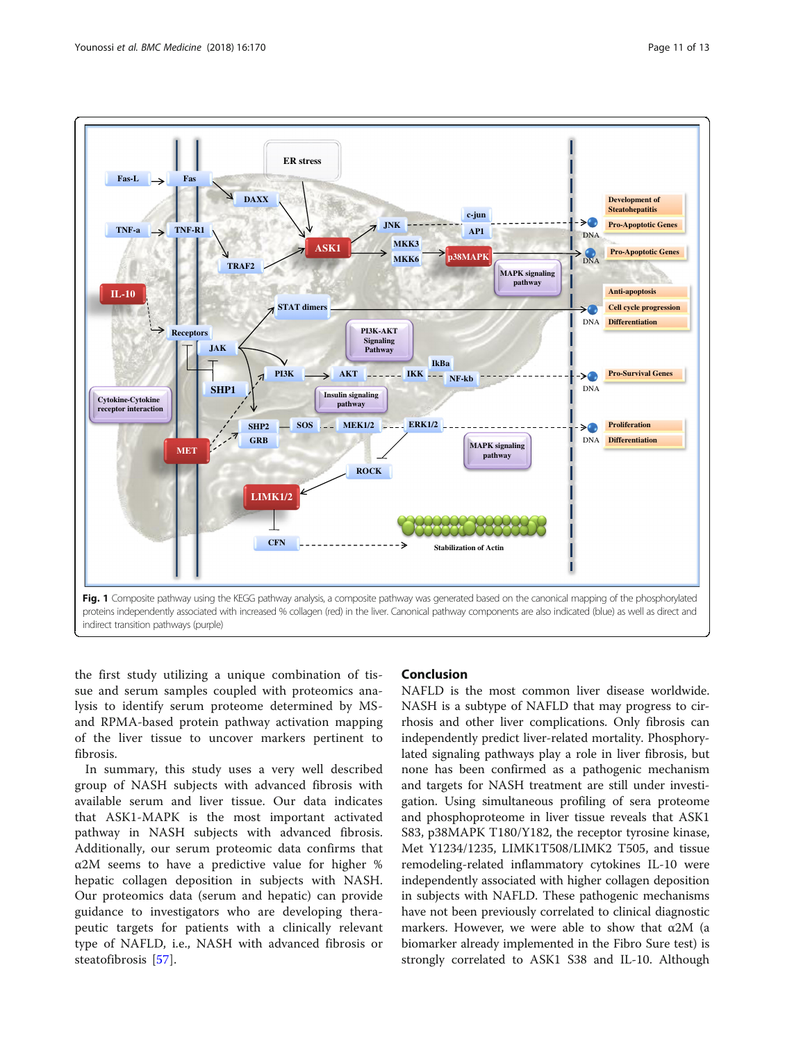**Fig. 1** Composite pathway using the KEGG pathway analysis, a composite pathway was generated based on the canonical mapping of the phosphorylated proteins independently associated with increased % collagen (red) in the liver. Canonical pathway components are also indicated (blue) as well as direct and indirect transition pathways (purple)

the first study utilizing a unique combination of tissue and serum samples coupled with proteomics analysis to identify serum proteome determined by MS- and RPMA-based protein pathway activation mapping of the liver tissue to uncover markers pertinent to fibrosis.

In summary, this study uses a very well described group of NASH subjects with advanced fibrosis with available serum and liver tissue. Our data indicates that ASK1-MAPK is the most important activated pathway in NASH subjects with advanced fibrosis. Additionally, our serum proteomic data confirms that α2M seems to have a predictive value for higher % hepatic collagen deposition in subjects with NASH. Our proteomics data (serum and hepatic) can provide guidance to investigators who are developing therapeutic targets for patients with a clinically relevant type of NAFLD, i.e., NASH with advanced fibrosis or steatofibrosis [57].

## Conclusion

NAFLD is the most common liver disease worldwide. NASH is a subtype of NAFLD that may progress to cirrhosis and other liver complications. Only fibrosis can independently predict liver-related mortality. Phosphorylated signaling pathways play a role in liver fibrosis, but none has been confirmed as a pathogenic mechanism and targets for NASH treatment are still under investigation. Using simultaneous profiling of sera proteome and phosphoproteome in liver tissue reveals that ASK1 S83, p38MAPK T180/Y182, the receptor tyrosine kinase, Met Y1234/1235, LIMK1T508/LIMK2 T505, and tissue remodeling-related inflammatory cytokines IL-10 were independently associated with higher collagen deposition in subjects with NAFLD. These pathogenic mechanisms have not been previously correlated to clinical diagnostic markers. However, we were able to show that α2M (a biomarker already implemented in the Fibro Sure test) is strongly correlated to ASK1 S38 and IL-10. Although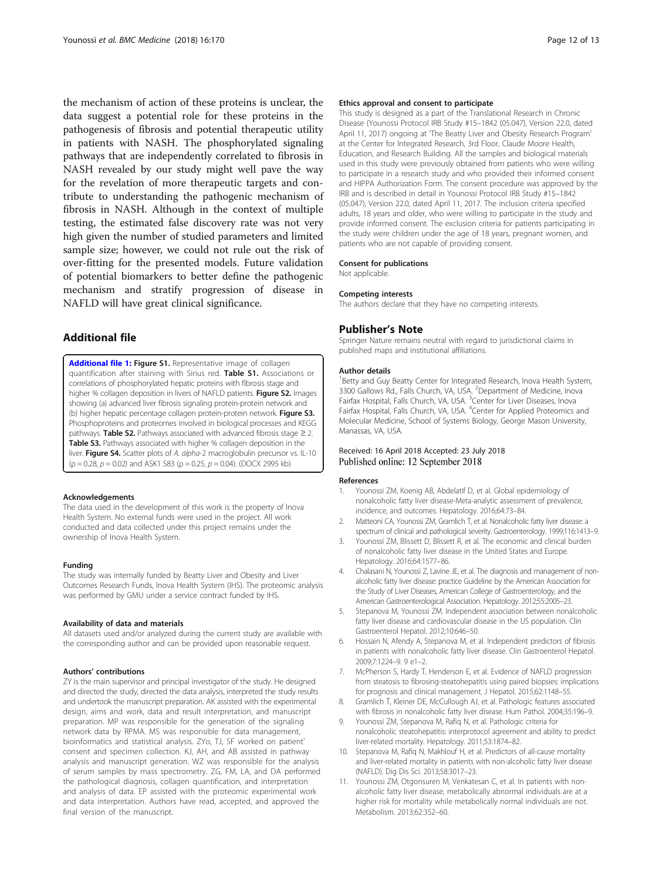the mechanism of action of these proteins is unclear, the data suggest a potential role for these proteins in the pathogenesis of fibrosis and potential therapeutic utility in patients with NASH. The phosphorylated signaling pathways that are independently correlated to fibrosis in NASH revealed by our study might well pave the way for the revelation of more therapeutic targets and contribute to understanding the pathogenic mechanism of fibrosis in NASH. Although in the context of multiple testing, the estimated false discovery rate was not very high given the number of studied parameters and limited sample size; however, we could not rule out the risk of over-fitting for the presented models. Future validation of potential biomarkers to better define the pathogenic mechanism and stratify progression of disease in NAFLD will have great clinical significance.

## Additional file

**Additional file 1: Figure S1.** Representative image of collagen quantification after staining with Sirius red. **Table S1.** Associations or correlations of phosphorylated hepatic proteins with fibrosis stage and higher % collagen deposition in livers of NAFLD patients. **Figure S2.** Images showing (a) advanced liver fibrosis signaling protein-protein network and (b) higher hepatic percentage collagen protein-protein network. **Figure S3.** Phosphoproteins and proteomes involved in biological processes and KEGG pathways. **Table S2.** Pathways associated with advanced fibrosis stage ≥ 2. **Table S3.** Pathways associated with higher % collagen deposition in the liver. **Figure S4.** Scatter plots of *A. alpha*-2 macroglobulin precursor vs. IL-10 ($\rho = 0.28$, $p = 0.02$) and ASK1 S83 ($\rho = 0.25$, $p = 0.04$). (DOCX 2995 kb)

#### Acknowledgements
The data used in the development of this work is the property of Inova Health System. No external funds were used in the project. All work conducted and data collected under this project remains under the ownership of Inova Health System.

#### Funding
The study was internally funded by Beatty Liver and Obesity and Liver Outcomes Research Funds, Inova Health System (IHS). The proteomic analysis was performed by GMU under a service contract funded by IHS.

#### Availability of data and materials
All datasets used and/or analyzed during the current study are available with the corresponding author and can be provided upon reasonable request.

#### Authors' contributions
ZY is the main supervisor and principal investigator of the study. He designed and directed the study, directed the data analysis, interpreted the study results and undertook the manuscript preparation. AK assisted with the experimental design, aims and work, data and result interpretation, and manuscript preparation. MP was responsible for the generation of the signaling network data by RPMA. MS was responsible for data management, bioinformatics and statistical analysis. ZYo, TJ, SF worked on patient' consent and specimen collection. KJ, AH, and AB assisted in pathway analysis and manuscript generation. WZ was responsible for the analysis of serum samples by mass spectrometry. ZG, FM, LA, and DA performed the pathological diagnosis, collagen quantification, and interpretation and analysis of data. EP assisted with the proteomic experimental work and data interpretation. Authors have read, accepted, and approved the final version of the manuscript.

#### Ethics approval and consent to participate
This study is designed as a part of the Translational Research in Chronic Disease (Younossi Protocol IRB Study #15–1842 (05.047), Version 22.0, dated April 11, 2017) ongoing at 'The Beatty Liver and Obesity Research Program' at the Center for Integrated Research, 3rd Floor, Claude Moore Health, Education, and Research Building. All the samples and biological materials used in this study were previously obtained from patients who were willing to participate in a research study and who provided their informed consent and HIPPA Authorization Form. The consent procedure was approved by the IRB and is described in detail in Younossi Protocol IRB Study #15–1842 (05.047), Version 22.0, dated April 11, 2017. The inclusion criteria specified adults, 18 years and older, who were willing to participate in the study and provide informed consent. The exclusion criteria for patients participating in the study were children under the age of 18 years, pregnant women, and patients who are not capable of providing consent.

#### Consent for publications
Not applicable.

#### Competing interests
The authors declare that they have no competing interests.

## Publisher's Note
Springer Nature remains neutral with regard to jurisdictional claims in published maps and institutional affiliations.

#### Author details
[1]Betty and Guy Beatty Center for Integrated Research, Inova Health System, 3300 Gallows Rd., Falls Church, VA, USA. [2]Department of Medicine, Inova Fairfax Hospital, Falls Church, VA, USA. [3]Center for Liver Diseases, Inova Fairfax Hospital, Falls Church, VA, USA. [4]Center for Applied Proteomics and Molecular Medicine, School of Systems Biology, George Mason University, Manassas, VA, USA.

Received: 16 April 2018 Accepted: 23 July 2018
Published online: 12 September 2018

#### References
1. Younossi ZM, Koenig AB, Abdelatif D, et al. Global epidemiology of nonalcoholic fatty liver disease-Meta-analytic assessment of prevalence, incidence, and outcomes. Hepatology. 2016;64:73–84.
2. Matteoni CA, Younossi ZM, Gramlich T, et al. Nonalcoholic fatty liver disease: a spectrum of clinical and pathological severity. Gastroenterology. 1999;116:1413–9.
3. Younossi ZM, Blissett D, Blissett R, et al. The economic and clinical burden of nonalcoholic fatty liver disease in the United States and Europe. Hepatology. 2016;64:1577–86.
4. Chalasani N, Younossi Z, Lavine JE, et al. The diagnosis and management of non-alcoholic fatty liver disease: practice Guideline by the American Association for the Study of Liver Diseases, American College of Gastroenterology, and the American Gastroenterological Association. Hepatology. 2012;55:2005–23.
5. Stepanova M, Younossi ZM. Independent association between nonalcoholic fatty liver disease and cardiovascular disease in the US population. Clin Gastroenterol Hepatol. 2012;10:646–50.
6. Hossain N, Afendy A, Stepanova M, et al. Independent predictors of fibrosis in patients with nonalcoholic fatty liver disease. Clin Gastroenterol Hepatol. 2009;7:1224–9. 9 e1–2.
7. McPherson S, Hardy T, Henderson E, et al. Evidence of NAFLD progression from steatosis to fibrosing-steatohepatitis using paired biopsies: implications for prognosis and clinical management. J Hepatol. 2015;62:1148–55.
8. Gramlich T, Kleiner DE, McCullough AJ, et al. Pathologic features associated with fibrosis in nonalcoholic fatty liver disease. Hum Pathol. 2004;35:196–9.
9. Younossi ZM, Stepanova M, Rafiq N, et al. Pathologic criteria for nonalcoholic steatohepatitis: interprotocol agreement and ability to predict liver-related mortality. Hepatology. 2011;53:1874–82.
10. Stepanova M, Rafiq N, Makhlouf H, et al. Predictors of all-cause mortality and liver-related mortality in patients with non-alcoholic fatty liver disease (NAFLD). Dig Dis Sci. 2013;58:3017–23.
11. Younossi ZM, Otgonsuren M, Venkatesan C, et al. In patients with non-alcoholic fatty liver disease, metabolically abnormal individuals are at a higher risk for mortality while metabolically normal individuals are not. Metabolism. 2013;62:352–60.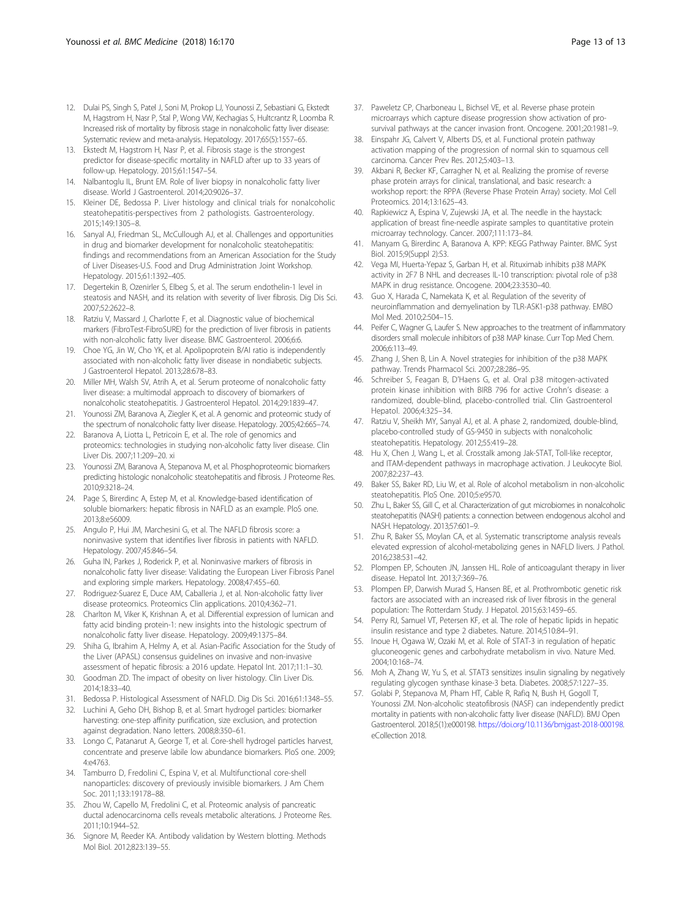12. Dulai PS, Singh S, Patel J, Soni M, Prokop LJ, Younossi Z, Sebastiani G, Ekstedt M, Hagstrom H, Nasr P, Stal P, Wong VW, Kechagias S, Hultcrantz R, Loomba R. Increased risk of mortality by fibrosis stage in nonalcoholic fatty liver disease: Systematic review and meta-analysis. Hepatology. 2017;65(5):1557–65.
13. Ekstedt M, Hagstrom H, Nasr P, et al. Fibrosis stage is the strongest predictor for disease-specific mortality in NAFLD after up to 33 years of follow-up. Hepatology. 2015;61:1547–54.
14. Nalbantoglu IL, Brunt EM. Role of liver biopsy in nonalcoholic fatty liver disease. World J Gastroenterol. 2014;20:9026–37.
15. Kleiner DE, Bedossa P. Liver histology and clinical trials for nonalcoholic steatohepatitis-perspectives from 2 pathologists. Gastroenterology. 2015;149:1305–8.
16. Sanyal AJ, Friedman SL, McCullough AJ, et al. Challenges and opportunities in drug and biomarker development for nonalcoholic steatohepatitis: findings and recommendations from an American Association for the Study of Liver Diseases-U.S. Food and Drug Administration Joint Workshop. Hepatology. 2015;61:1392–405.
17. Degertekin B, Ozenirler S, Elbeg S, et al. The serum endothelin-1 level in steatosis and NASH, and its relation with severity of liver fibrosis. Dig Dis Sci. 2007;52:2622–8.
18. Ratziu V, Massard J, Charlotte F, et al. Diagnostic value of biochemical markers (FibroTest-FibroSURE) for the prediction of liver fibrosis in patients with non-alcoholic fatty liver disease. BMC Gastroenterol. 2006;6:6.
19. Choe YG, Jin W, Cho YK, et al. Apolipoprotein B/AI ratio is independently associated with non-alcoholic fatty liver disease in nondiabetic subjects. J Gastroenterol Hepatol. 2013;28:678–83.
20. Miller MH, Walsh SV, Atrih A, et al. Serum proteome of nonalcoholic fatty liver disease: a multimodal approach to discovery of biomarkers of nonalcoholic steatohepatitis. J Gastroenterol Hepatol. 2014;29:1839–47.
21. Younossi ZM, Baranova A, Ziegler K, et al. A genomic and proteomic study of the spectrum of nonalcoholic fatty liver disease. Hepatology. 2005;42:665–74.
22. Baranova A, Liotta L, Petricoin E, et al. The role of genomics and proteomics: technologies in studying non-alcoholic fatty liver disease. Clin Liver Dis. 2007;11:209–20. xi
23. Younossi ZM, Baranova A, Stepanova M, et al. Phosphoproteomic biomarkers predicting histologic nonalcoholic steatohepatitis and fibrosis. J Proteome Res. 2010;9:3218–24.
24. Page S, Birerdinc A, Estep M, et al. Knowledge-based identification of soluble biomarkers: hepatic fibrosis in NAFLD as an example. PloS one. 2013;8:e56009.
25. Angulo P, Hui JM, Marchesini G, et al. The NAFLD fibrosis score: a noninvasive system that identifies liver fibrosis in patients with NAFLD. Hepatology. 2007;45:846–54.
26. Guha IN, Parkes J, Roderick P, et al. Noninvasive markers of fibrosis in nonalcoholic fatty liver disease: Validating the European Liver Fibrosis Panel and exploring simple markers. Hepatology. 2008;47:455–60.
27. Rodriguez-Suarez E, Duce AM, Caballeria J, et al. Non-alcoholic fatty liver disease proteomics. Proteomics Clin applications. 2010;4:362–71.
28. Charlton M, Viker K, Krishnan A, et al. Differential expression of lumican and fatty acid binding protein-1: new insights into the histologic spectrum of nonalcoholic fatty liver disease. Hepatology. 2009;49:1375–84.
29. Shiha G, Ibrahim A, Helmy A, et al. Asian-Pacific Association for the Study of the Liver (APASL) consensus guidelines on invasive and non-invasive assessment of hepatic fibrosis: a 2016 update. Hepatol Int. 2017;11:1–30.
30. Goodman ZD. The impact of obesity on liver histology. Clin Liver Dis. 2014;18:33–40.
31. Bedossa P. Histological Assessment of NAFLD. Dig Dis Sci. 2016;61:1348–55.
32. Luchini A, Geho DH, Bishop B, et al. Smart hydrogel particles: biomarker harvesting: one-step affinity purification, size exclusion, and protection against degradation. Nano letters. 2008;8:350–61.
33. Longo C, Patanarut A, George T, et al. Core-shell hydrogel particles harvest, concentrate and preserve labile low abundance biomarkers. PloS one. 2009; 4:e4763.
34. Tamburro D, Fredolini C, Espina V, et al. Multifunctional core-shell nanoparticles: discovery of previously invisible biomarkers. J Am Chem Soc. 2011;133:19178–88.
35. Zhou W, Capello M, Fredolini C, et al. Proteomic analysis of pancreatic ductal adenocarcinoma cells reveals metabolic alterations. J Proteome Res. 2011;10:1944–52.
36. Signore M, Reeder KA. Antibody validation by Western blotting. Methods Mol Biol. 2012;823:139–55.
37. Paweletz CP, Charboneau L, Bichsel VE, et al. Reverse phase protein microarrays which capture disease progression show activation of pro-survival pathways at the cancer invasion front. Oncogene. 2001;20:1981–9.
38. Einspahr JG, Calvert V, Alberts DS, et al. Functional protein pathway activation mapping of the progression of normal skin to squamous cell carcinoma. Cancer Prev Res. 2012;5:403–13.
39. Akbani R, Becker KF, Carragher N, et al. Realizing the promise of reverse phase protein arrays for clinical, translational, and basic research: a workshop report: the RPPA (Reverse Phase Protein Array) society. Mol Cell Proteomics. 2014;13:1625–43.
40. Rapkiewicz A, Espina V, Zujewski JA, et al. The needle in the haystack: application of breast fine-needle aspirate samples to quantitative protein microarray technology. Cancer. 2007;111:173–84.
41. Manyam G, Birerdinc A, Baranova A. KPP: KEGG Pathway Painter. BMC Syst Biol. 2015;9(Suppl 2):S3.
42. Vega MI, Huerta-Yepaz S, Garban H, et al. Rituximab inhibits p38 MAPK activity in 2F7 B NHL and decreases IL-10 transcription: pivotal role of p38 MAPK in drug resistance. Oncogene. 2004;23:3530–40.
43. Guo X, Harada C, Namekata K, et al. Regulation of the severity of neuroinflammation and demyelination by TLR-ASK1-p38 pathway. EMBO Mol Med. 2010;2:504–15.
44. Peifer C, Wagner G, Laufer S. New approaches to the treatment of inflammatory disorders small molecule inhibitors of p38 MAP kinase. Curr Top Med Chem. 2006;6:113–49.
45. Zhang J, Shen B, Lin A. Novel strategies for inhibition of the p38 MAPK pathway. Trends Pharmacol Sci. 2007;28:286–95.
46. Schreiber S, Feagan B, D'Haens G, et al. Oral p38 mitogen-activated protein kinase inhibition with BIRB 796 for active Crohn's disease: a randomized, double-blind, placebo-controlled trial. Clin Gastroenterol Hepatol. 2006;4:325–34.
47. Ratziu V, Sheikh MY, Sanyal AJ, et al. A phase 2, randomized, double-blind, placebo-controlled study of GS-9450 in subjects with nonalcoholic steatohepatitis. Hepatology. 2012;55:419–28.
48. Hu X, Chen J, Wang L, et al. Crosstalk among Jak-STAT, Toll-like receptor, and ITAM-dependent pathways in macrophage activation. J Leukocyte Biol. 2007;82:237–43.
49. Baker SS, Baker RD, Liu W, et al. Role of alcohol metabolism in non-alcoholic steatohepatitis. PloS One. 2010;5:e9570.
50. Zhu L, Baker SS, Gill C, et al. Characterization of gut microbiomes in nonalcoholic steatohepatitis (NASH) patients: a connection between endogenous alcohol and NASH. Hepatology. 2013;57:601–9.
51. Zhu R, Baker SS, Moylan CA, et al. Systematic transcriptome analysis reveals elevated expression of alcohol-metabolizing genes in NAFLD livers. J Pathol. 2016;238:531–42.
52. Plompen EP, Schouten JN, Janssen HL. Role of anticoagulant therapy in liver disease. Hepatol Int. 2013;7:369–76.
53. Plompen EP, Darwish Murad S, Hansen BE, et al. Prothrombotic genetic risk factors are associated with an increased risk of liver fibrosis in the general population: The Rotterdam Study. J Hepatol. 2015;63:1459–65.
54. Perry RJ, Samuel VT, Petersen KF, et al. The role of hepatic lipids in hepatic insulin resistance and type 2 diabetes. Nature. 2014;510:84–91.
55. Inoue H, Ogawa W, Ozaki M, et al. Role of STAT-3 in regulation of hepatic gluconeogenic genes and carbohydrate metabolism in vivo. Nature Med. 2004;10:168–74.
56. Moh A, Zhang W, Yu S, et al. STAT3 sensitizes insulin signaling by negatively regulating glycogen synthase kinase-3 beta. Diabetes. 2008;57:1227–35.
57. Golabi P, Stepanova M, Pham HT, Cable R, Rafiq N, Bush H, Gogoll T, Younossi ZM. Non-alcoholic steatofibrosis (NASF) can independently predict mortality in patients with non-alcoholic fatty liver disease (NAFLD). BMJ Open Gastroenterol. 2018;5(1):e000198. https://doi.org/10.1136/bmjgast-2018-000198. eCollection 2018.